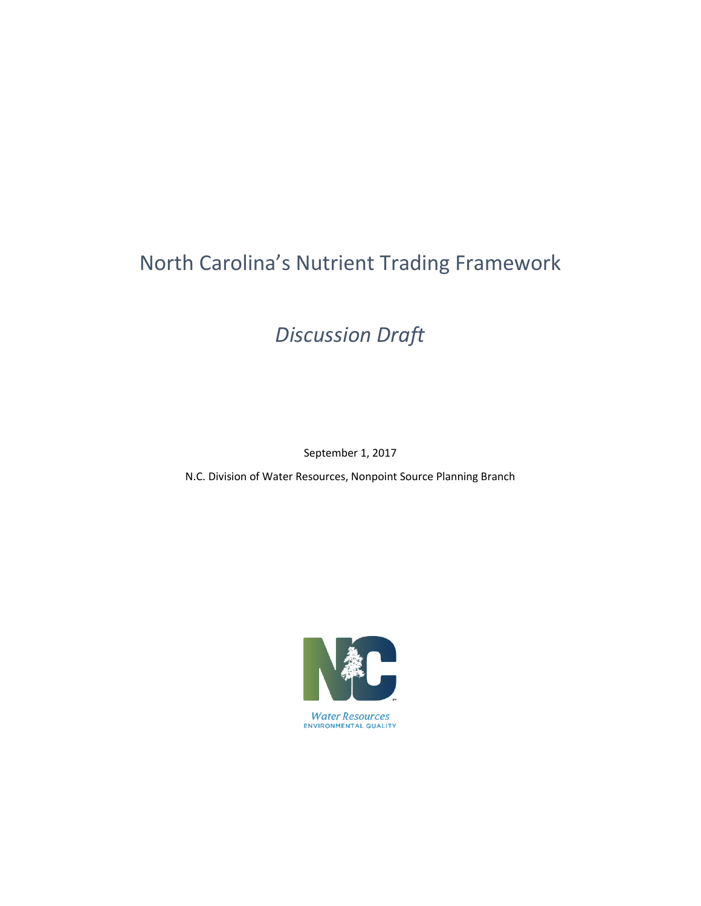# North Carolina's Nutrient Trading Framework

## *Discussion Draft*

September 1, 2017

N.C. Division of Water Resources, Nonpoint Source Planning Branch

Water Resources
ENVIRONMENTAL QUALITY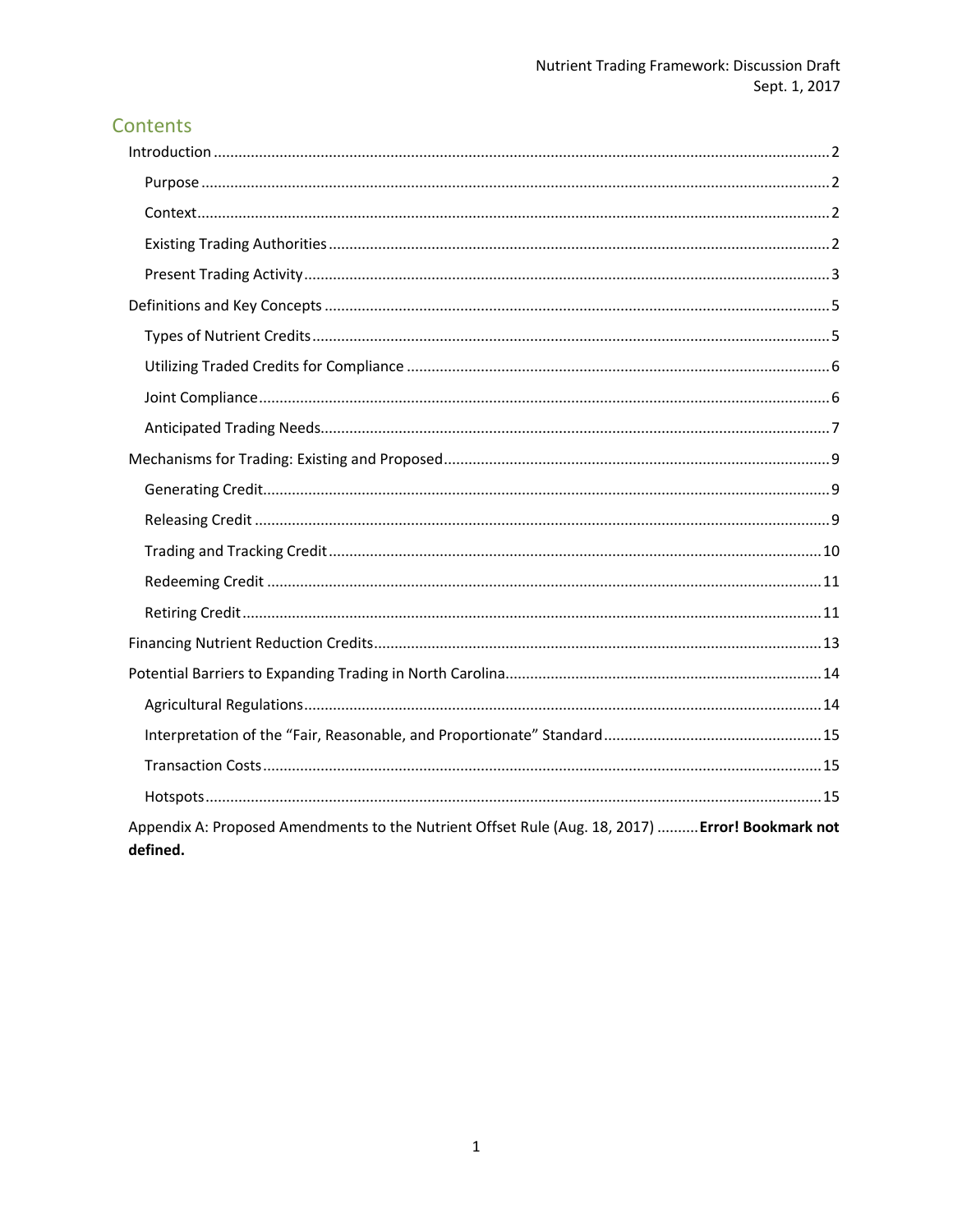## Contents

- Introduction .................................................. 2
  - Purpose .................................................. 2
  - Context .................................................. 2
  - Existing Trading Authorities .................................................. 2
  - Present Trading Activity .................................................. 3
- Definitions and Key Concepts .................................................. 5
  - Types of Nutrient Credits .................................................. 5
  - Utilizing Traded Credits for Compliance .................................................. 6
  - Joint Compliance .................................................. 6
  - Anticipated Trading Needs .................................................. 7
- Mechanisms for Trading: Existing and Proposed .................................................. 9
  - Generating Credit .................................................. 9
  - Releasing Credit .................................................. 9
  - Trading and Tracking Credit .................................................. 10
  - Redeeming Credit .................................................. 11
  - Retiring Credit .................................................. 11
- Financing Nutrient Reduction Credits .................................................. 13
- Potential Barriers to Expanding Trading in North Carolina .................................................. 14
  - Agricultural Regulations .................................................. 14
  - Interpretation of the "Fair, Reasonable, and Proportionate" Standard .................................................. 15
  - Transaction Costs .................................................. 15
  - Hotspots .................................................. 15
- Appendix A: Proposed Amendments to the Nutrient Offset Rule (Aug. 18, 2017) .......... **Error! Bookmark not defined.**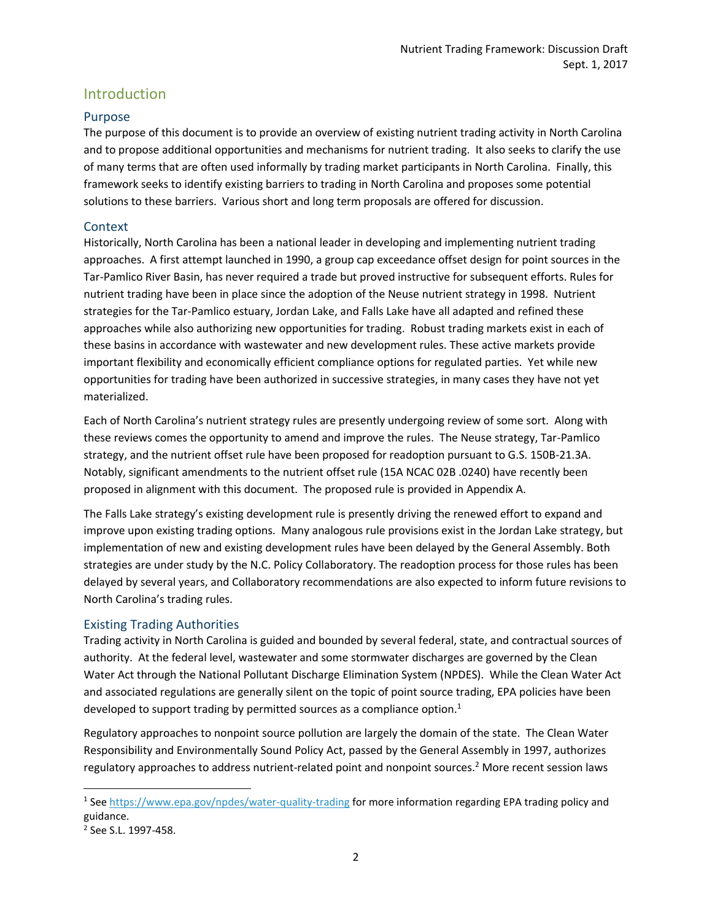# Introduction

## Purpose

The purpose of this document is to provide an overview of existing nutrient trading activity in North Carolina and to propose additional opportunities and mechanisms for nutrient trading. It also seeks to clarify the use of many terms that are often used informally by trading market participants in North Carolina. Finally, this framework seeks to identify existing barriers to trading in North Carolina and proposes some potential solutions to these barriers. Various short and long term proposals are offered for discussion.

## Context

Historically, North Carolina has been a national leader in developing and implementing nutrient trading approaches. A first attempt launched in 1990, a group cap exceedance offset design for point sources in the Tar-Pamlico River Basin, has never required a trade but proved instructive for subsequent efforts. Rules for nutrient trading have been in place since the adoption of the Neuse nutrient strategy in 1998. Nutrient strategies for the Tar-Pamlico estuary, Jordan Lake, and Falls Lake have all adapted and refined these approaches while also authorizing new opportunities for trading. Robust trading markets exist in each of these basins in accordance with wastewater and new development rules. These active markets provide important flexibility and economically efficient compliance options for regulated parties. Yet while new opportunities for trading have been authorized in successive strategies, in many cases they have not yet materialized.

Each of North Carolina's nutrient strategy rules are presently undergoing review of some sort. Along with these reviews comes the opportunity to amend and improve the rules. The Neuse strategy, Tar-Pamlico strategy, and the nutrient offset rule have been proposed for readoption pursuant to G.S. 150B-21.3A. Notably, significant amendments to the nutrient offset rule (15A NCAC 02B .0240) have recently been proposed in alignment with this document. The proposed rule is provided in Appendix A.

The Falls Lake strategy's existing development rule is presently driving the renewed effort to expand and improve upon existing trading options. Many analogous rule provisions exist in the Jordan Lake strategy, but implementation of new and existing development rules have been delayed by the General Assembly. Both strategies are under study by the N.C. Policy Collaboratory. The readoption process for those rules has been delayed by several years, and Collaboratory recommendations are also expected to inform future revisions to North Carolina's trading rules.

## Existing Trading Authorities

Trading activity in North Carolina is guided and bounded by several federal, state, and contractual sources of authority. At the federal level, wastewater and some stormwater discharges are governed by the Clean Water Act through the National Pollutant Discharge Elimination System (NPDES). While the Clean Water Act and associated regulations are generally silent on the topic of point source trading, EPA policies have been developed to support trading by permitted sources as a compliance option.[1]

Regulatory approaches to nonpoint source pollution are largely the domain of the state. The Clean Water Responsibility and Environmentally Sound Policy Act, passed by the General Assembly in 1997, authorizes regulatory approaches to address nutrient-related point and nonpoint sources.[2] More recent session laws

---

[1] See https://www.epa.gov/npdes/water-quality-trading for more information regarding EPA trading policy and guidance.

[2] See S.L. 1997-458.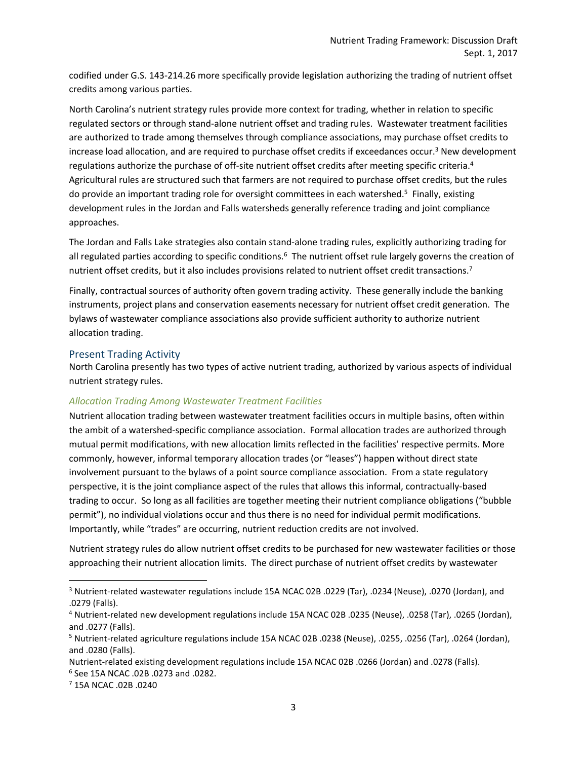codified under G.S. 143-214.26 more specifically provide legislation authorizing the trading of nutrient offset credits among various parties.

North Carolina's nutrient strategy rules provide more context for trading, whether in relation to specific regulated sectors or through stand-alone nutrient offset and trading rules. Wastewater treatment facilities are authorized to trade among themselves through compliance associations, may purchase offset credits to increase load allocation, and are required to purchase offset credits if exceedances occur.[3] New development regulations authorize the purchase of off-site nutrient offset credits after meeting specific criteria.[4] Agricultural rules are structured such that farmers are not required to purchase offset credits, but the rules do provide an important trading role for oversight committees in each watershed.[5] Finally, existing development rules in the Jordan and Falls watersheds generally reference trading and joint compliance approaches.

The Jordan and Falls Lake strategies also contain stand-alone trading rules, explicitly authorizing trading for all regulated parties according to specific conditions.[6] The nutrient offset rule largely governs the creation of nutrient offset credits, but it also includes provisions related to nutrient offset credit transactions.[7]

Finally, contractual sources of authority often govern trading activity. These generally include the banking instruments, project plans and conservation easements necessary for nutrient offset credit generation. The bylaws of wastewater compliance associations also provide sufficient authority to authorize nutrient allocation trading.

## Present Trading Activity

North Carolina presently has two types of active nutrient trading, authorized by various aspects of individual nutrient strategy rules.

### *Allocation Trading Among Wastewater Treatment Facilities*

Nutrient allocation trading between wastewater treatment facilities occurs in multiple basins, often within the ambit of a watershed-specific compliance association. Formal allocation trades are authorized through mutual permit modifications, with new allocation limits reflected in the facilities' respective permits. More commonly, however, informal temporary allocation trades (or "leases") happen without direct state involvement pursuant to the bylaws of a point source compliance association. From a state regulatory perspective, it is the joint compliance aspect of the rules that allows this informal, contractually-based trading to occur. So long as all facilities are together meeting their nutrient compliance obligations ("bubble permit"), no individual violations occur and thus there is no need for individual permit modifications. Importantly, while "trades" are occurring, nutrient reduction credits are not involved.

Nutrient strategy rules do allow nutrient offset credits to be purchased for new wastewater facilities or those approaching their nutrient allocation limits. The direct purchase of nutrient offset credits by wastewater

---

[3] Nutrient-related wastewater regulations include 15A NCAC 02B .0229 (Tar), .0234 (Neuse), .0270 (Jordan), and .0279 (Falls).

[4] Nutrient-related new development regulations include 15A NCAC 02B .0235 (Neuse), .0258 (Tar), .0265 (Jordan), and .0277 (Falls).

[5] Nutrient-related agriculture regulations include 15A NCAC 02B .0238 (Neuse), .0255, .0256 (Tar), .0264 (Jordan), and .0280 (Falls).

Nutrient-related existing development regulations include 15A NCAC 02B .0266 (Jordan) and .0278 (Falls).

[6] See 15A NCAC .02B .0273 and .0282.

[7] 15A NCAC .02B .0240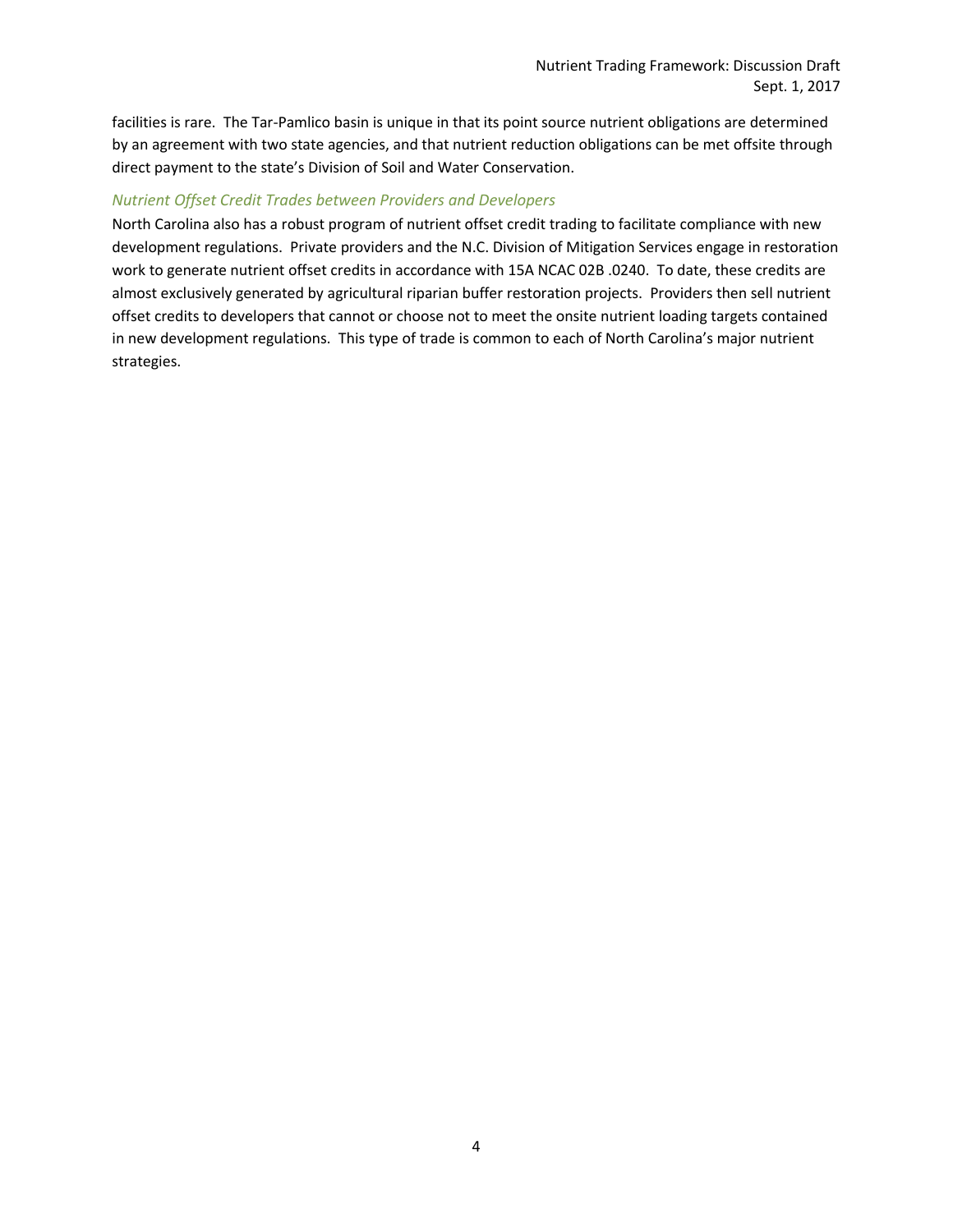facilities is rare. The Tar-Pamlico basin is unique in that its point source nutrient obligations are determined by an agreement with two state agencies, and that nutrient reduction obligations can be met offsite through direct payment to the state's Division of Soil and Water Conservation.

### *Nutrient Offset Credit Trades between Providers and Developers*

North Carolina also has a robust program of nutrient offset credit trading to facilitate compliance with new development regulations. Private providers and the N.C. Division of Mitigation Services engage in restoration work to generate nutrient offset credits in accordance with 15A NCAC 02B .0240. To date, these credits are almost exclusively generated by agricultural riparian buffer restoration projects. Providers then sell nutrient offset credits to developers that cannot or choose not to meet the onsite nutrient loading targets contained in new development regulations. This type of trade is common to each of North Carolina's major nutrient strategies.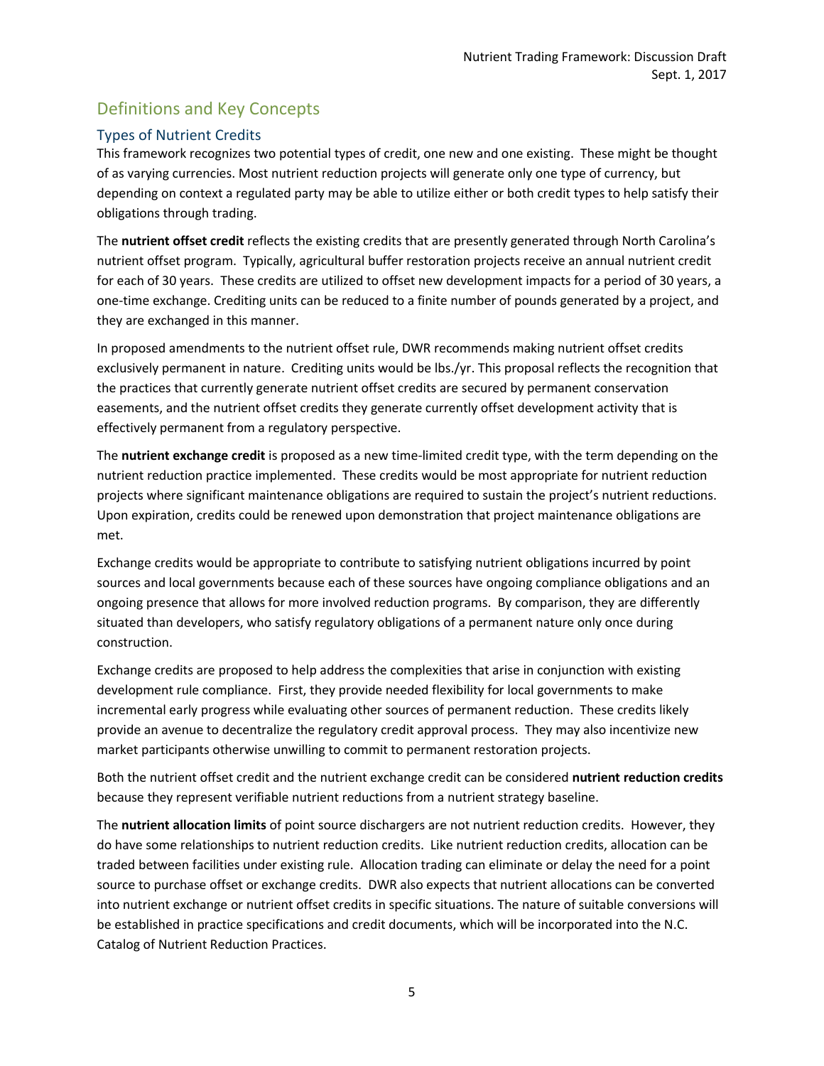## Definitions and Key Concepts

### Types of Nutrient Credits

This framework recognizes two potential types of credit, one new and one existing. These might be thought of as varying currencies. Most nutrient reduction projects will generate only one type of currency, but depending on context a regulated party may be able to utilize either or both credit types to help satisfy their obligations through trading.

The **nutrient offset credit** reflects the existing credits that are presently generated through North Carolina's nutrient offset program. Typically, agricultural buffer restoration projects receive an annual nutrient credit for each of 30 years. These credits are utilized to offset new development impacts for a period of 30 years, a one-time exchange. Crediting units can be reduced to a finite number of pounds generated by a project, and they are exchanged in this manner.

In proposed amendments to the nutrient offset rule, DWR recommends making nutrient offset credits exclusively permanent in nature. Crediting units would be lbs./yr. This proposal reflects the recognition that the practices that currently generate nutrient offset credits are secured by permanent conservation easements, and the nutrient offset credits they generate currently offset development activity that is effectively permanent from a regulatory perspective.

The **nutrient exchange credit** is proposed as a new time-limited credit type, with the term depending on the nutrient reduction practice implemented. These credits would be most appropriate for nutrient reduction projects where significant maintenance obligations are required to sustain the project's nutrient reductions. Upon expiration, credits could be renewed upon demonstration that project maintenance obligations are met.

Exchange credits would be appropriate to contribute to satisfying nutrient obligations incurred by point sources and local governments because each of these sources have ongoing compliance obligations and an ongoing presence that allows for more involved reduction programs. By comparison, they are differently situated than developers, who satisfy regulatory obligations of a permanent nature only once during construction.

Exchange credits are proposed to help address the complexities that arise in conjunction with existing development rule compliance. First, they provide needed flexibility for local governments to make incremental early progress while evaluating other sources of permanent reduction. These credits likely provide an avenue to decentralize the regulatory credit approval process. They may also incentivize new market participants otherwise unwilling to commit to permanent restoration projects.

Both the nutrient offset credit and the nutrient exchange credit can be considered **nutrient reduction credits** because they represent verifiable nutrient reductions from a nutrient strategy baseline.

The **nutrient allocation limits** of point source dischargers are not nutrient reduction credits. However, they do have some relationships to nutrient reduction credits. Like nutrient reduction credits, allocation can be traded between facilities under existing rule. Allocation trading can eliminate or delay the need for a point source to purchase offset or exchange credits. DWR also expects that nutrient allocations can be converted into nutrient exchange or nutrient offset credits in specific situations. The nature of suitable conversions will be established in practice specifications and credit documents, which will be incorporated into the N.C. Catalog of Nutrient Reduction Practices.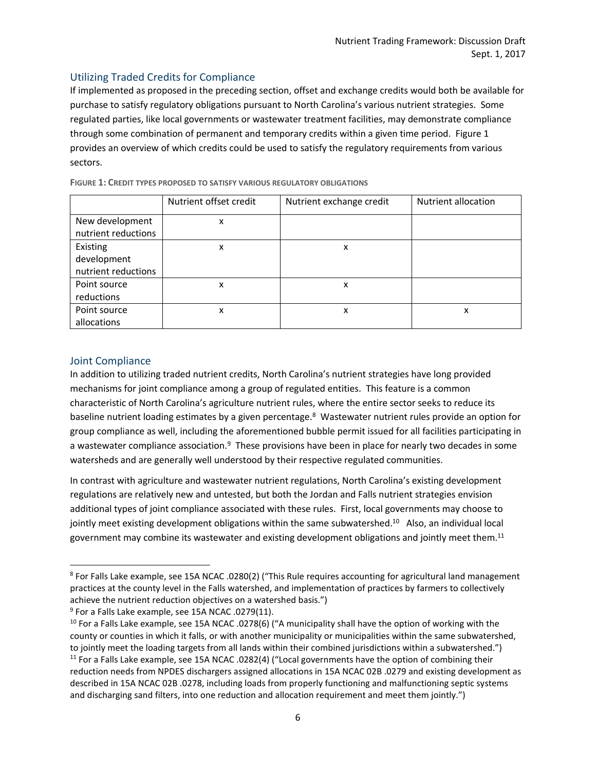## Utilizing Traded Credits for Compliance

If implemented as proposed in the preceding section, offset and exchange credits would both be available for purchase to satisfy regulatory obligations pursuant to North Carolina's various nutrient strategies. Some regulated parties, like local governments or wastewater treatment facilities, may demonstrate compliance through some combination of permanent and temporary credits within a given time period. Figure 1 provides an overview of which credits could be used to satisfy the regulatory requirements from various sectors.

**FIGURE 1: CREDIT TYPES PROPOSED TO SATISFY VARIOUS REGULATORY OBLIGATIONS**

| | Nutrient offset credit | Nutrient exchange credit | Nutrient allocation |
|---|---|---|---|
| New development nutrient reductions | x | | |
| Existing development nutrient reductions | x | x | |
| Point source reductions | x | x | |
| Point source allocations | x | x | x |

## Joint Compliance

In addition to utilizing traded nutrient credits, North Carolina's nutrient strategies have long provided mechanisms for joint compliance among a group of regulated entities. This feature is a common characteristic of North Carolina's agriculture nutrient rules, where the entire sector seeks to reduce its baseline nutrient loading estimates by a given percentage.[8] Wastewater nutrient rules provide an option for group compliance as well, including the aforementioned bubble permit issued for all facilities participating in a wastewater compliance association.[9] These provisions have been in place for nearly two decades in some watersheds and are generally well understood by their respective regulated communities.

In contrast with agriculture and wastewater nutrient regulations, North Carolina's existing development regulations are relatively new and untested, but both the Jordan and Falls nutrient strategies envision additional types of joint compliance associated with these rules. First, local governments may choose to jointly meet existing development obligations within the same subwatershed.[10] Also, an individual local government may combine its wastewater and existing development obligations and jointly meet them.[11]

---

[8] For Falls Lake example, see 15A NCAC .0280(2) ("This Rule requires accounting for agricultural land management practices at the county level in the Falls watershed, and implementation of practices by farmers to collectively achieve the nutrient reduction objectives on a watershed basis.")

[9] For a Falls Lake example, see 15A NCAC .0279(11).

[10] For a Falls Lake example, see 15A NCAC .0278(6) ("A municipality shall have the option of working with the county or counties in which it falls, or with another municipality or municipalities within the same subwatershed, to jointly meet the loading targets from all lands within their combined jurisdictions within a subwatershed.")

[11] For a Falls Lake example, see 15A NCAC .0282(4) ("Local governments have the option of combining their reduction needs from NPDES dischargers assigned allocations in 15A NCAC 02B .0279 and existing development as described in 15A NCAC 02B .0278, including loads from properly functioning and malfunctioning septic systems and discharging sand filters, into one reduction and allocation requirement and meet them jointly.")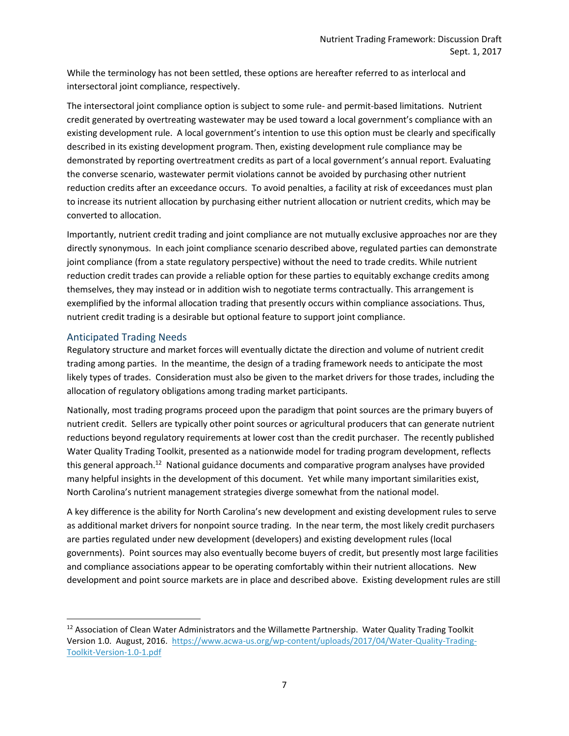While the terminology has not been settled, these options are hereafter referred to as interlocal and intersectoral joint compliance, respectively.

The intersectoral joint compliance option is subject to some rule- and permit-based limitations. Nutrient credit generated by overtreating wastewater may be used toward a local government's compliance with an existing development rule. A local government's intention to use this option must be clearly and specifically described in its existing development program. Then, existing development rule compliance may be demonstrated by reporting overtreatment credits as part of a local government's annual report. Evaluating the converse scenario, wastewater permit violations cannot be avoided by purchasing other nutrient reduction credits after an exceedance occurs. To avoid penalties, a facility at risk of exceedances must plan to increase its nutrient allocation by purchasing either nutrient allocation or nutrient credits, which may be converted to allocation.

Importantly, nutrient credit trading and joint compliance are not mutually exclusive approaches nor are they directly synonymous. In each joint compliance scenario described above, regulated parties can demonstrate joint compliance (from a state regulatory perspective) without the need to trade credits. While nutrient reduction credit trades can provide a reliable option for these parties to equitably exchange credits among themselves, they may instead or in addition wish to negotiate terms contractually. This arrangement is exemplified by the informal allocation trading that presently occurs within compliance associations. Thus, nutrient credit trading is a desirable but optional feature to support joint compliance.

## Anticipated Trading Needs

Regulatory structure and market forces will eventually dictate the direction and volume of nutrient credit trading among parties. In the meantime, the design of a trading framework needs to anticipate the most likely types of trades. Consideration must also be given to the market drivers for those trades, including the allocation of regulatory obligations among trading market participants.

Nationally, most trading programs proceed upon the paradigm that point sources are the primary buyers of nutrient credit. Sellers are typically other point sources or agricultural producers that can generate nutrient reductions beyond regulatory requirements at lower cost than the credit purchaser. The recently published Water Quality Trading Toolkit, presented as a nationwide model for trading program development, reflects this general approach.[12] National guidance documents and comparative program analyses have provided many helpful insights in the development of this document. Yet while many important similarities exist, North Carolina's nutrient management strategies diverge somewhat from the national model.

A key difference is the ability for North Carolina's new development and existing development rules to serve as additional market drivers for nonpoint source trading. In the near term, the most likely credit purchasers are parties regulated under new development (developers) and existing development rules (local governments). Point sources may also eventually become buyers of credit, but presently most large facilities and compliance associations appear to be operating comfortably within their nutrient allocations. New development and point source markets are in place and described above. Existing development rules are still

---

[12] Association of Clean Water Administrators and the Willamette Partnership. Water Quality Trading Toolkit Version 1.0. August, 2016. https://www.acwa-us.org/wp-content/uploads/2017/04/Water-Quality-Trading-Toolkit-Version-1.0-1.pdf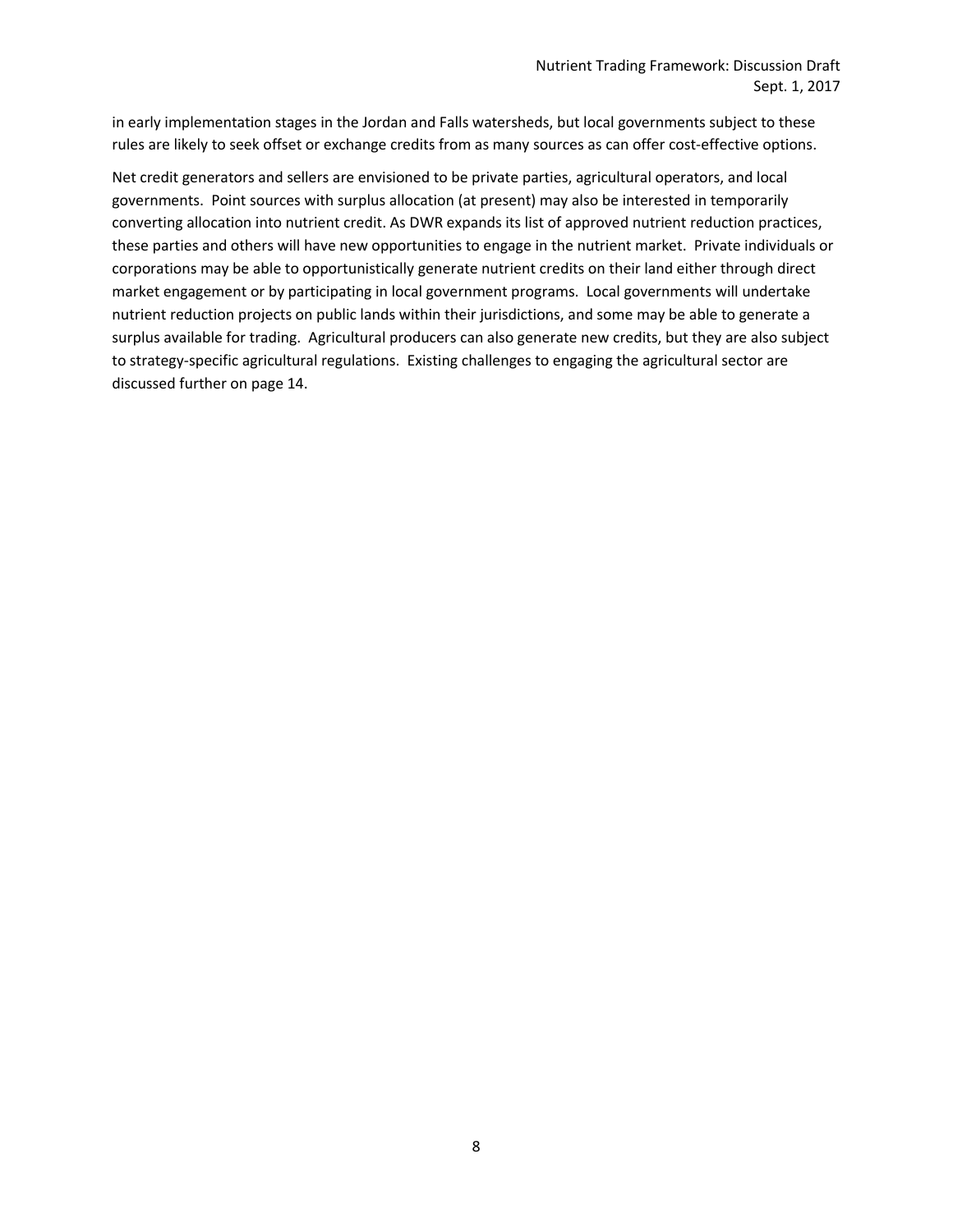in early implementation stages in the Jordan and Falls watersheds, but local governments subject to these rules are likely to seek offset or exchange credits from as many sources as can offer cost-effective options.

Net credit generators and sellers are envisioned to be private parties, agricultural operators, and local governments. Point sources with surplus allocation (at present) may also be interested in temporarily converting allocation into nutrient credit. As DWR expands its list of approved nutrient reduction practices, these parties and others will have new opportunities to engage in the nutrient market. Private individuals or corporations may be able to opportunistically generate nutrient credits on their land either through direct market engagement or by participating in local government programs. Local governments will undertake nutrient reduction projects on public lands within their jurisdictions, and some may be able to generate a surplus available for trading. Agricultural producers can also generate new credits, but they are also subject to strategy-specific agricultural regulations. Existing challenges to engaging the agricultural sector are discussed further on page 14.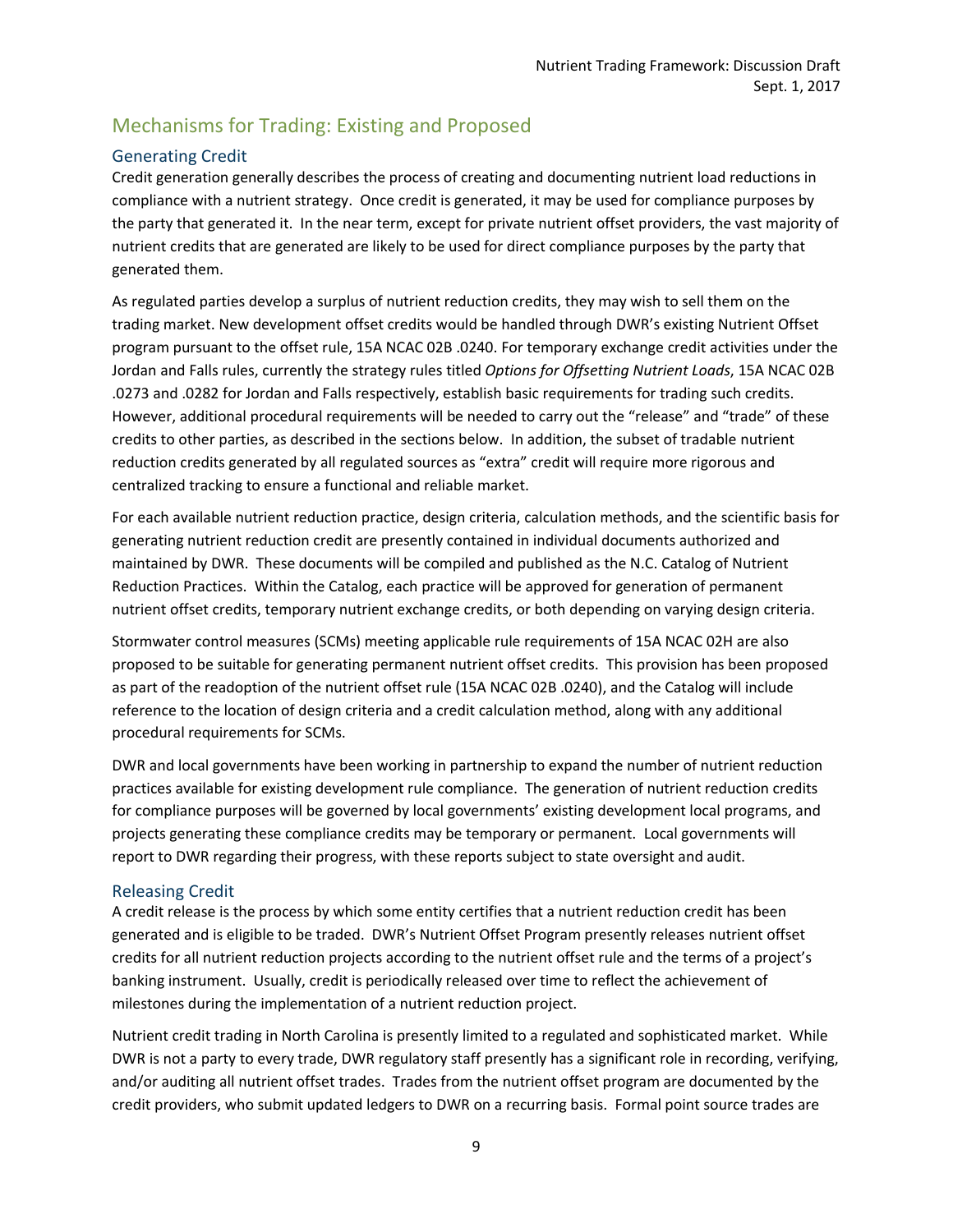## Mechanisms for Trading: Existing and Proposed

### Generating Credit

Credit generation generally describes the process of creating and documenting nutrient load reductions in compliance with a nutrient strategy. Once credit is generated, it may be used for compliance purposes by the party that generated it. In the near term, except for private nutrient offset providers, the vast majority of nutrient credits that are generated are likely to be used for direct compliance purposes by the party that generated them.

As regulated parties develop a surplus of nutrient reduction credits, they may wish to sell them on the trading market. New development offset credits would be handled through DWR's existing Nutrient Offset program pursuant to the offset rule, 15A NCAC 02B .0240. For temporary exchange credit activities under the Jordan and Falls rules, currently the strategy rules titled *Options for Offsetting Nutrient Loads*, 15A NCAC 02B .0273 and .0282 for Jordan and Falls respectively, establish basic requirements for trading such credits. However, additional procedural requirements will be needed to carry out the "release" and "trade" of these credits to other parties, as described in the sections below. In addition, the subset of tradable nutrient reduction credits generated by all regulated sources as "extra" credit will require more rigorous and centralized tracking to ensure a functional and reliable market.

For each available nutrient reduction practice, design criteria, calculation methods, and the scientific basis for generating nutrient reduction credit are presently contained in individual documents authorized and maintained by DWR. These documents will be compiled and published as the N.C. Catalog of Nutrient Reduction Practices. Within the Catalog, each practice will be approved for generation of permanent nutrient offset credits, temporary nutrient exchange credits, or both depending on varying design criteria.

Stormwater control measures (SCMs) meeting applicable rule requirements of 15A NCAC 02H are also proposed to be suitable for generating permanent nutrient offset credits. This provision has been proposed as part of the readoption of the nutrient offset rule (15A NCAC 02B .0240), and the Catalog will include reference to the location of design criteria and a credit calculation method, along with any additional procedural requirements for SCMs.

DWR and local governments have been working in partnership to expand the number of nutrient reduction practices available for existing development rule compliance. The generation of nutrient reduction credits for compliance purposes will be governed by local governments' existing development local programs, and projects generating these compliance credits may be temporary or permanent. Local governments will report to DWR regarding their progress, with these reports subject to state oversight and audit.

### Releasing Credit

A credit release is the process by which some entity certifies that a nutrient reduction credit has been generated and is eligible to be traded. DWR's Nutrient Offset Program presently releases nutrient offset credits for all nutrient reduction projects according to the nutrient offset rule and the terms of a project's banking instrument. Usually, credit is periodically released over time to reflect the achievement of milestones during the implementation of a nutrient reduction project.

Nutrient credit trading in North Carolina is presently limited to a regulated and sophisticated market. While DWR is not a party to every trade, DWR regulatory staff presently has a significant role in recording, verifying, and/or auditing all nutrient offset trades. Trades from the nutrient offset program are documented by the credit providers, who submit updated ledgers to DWR on a recurring basis. Formal point source trades are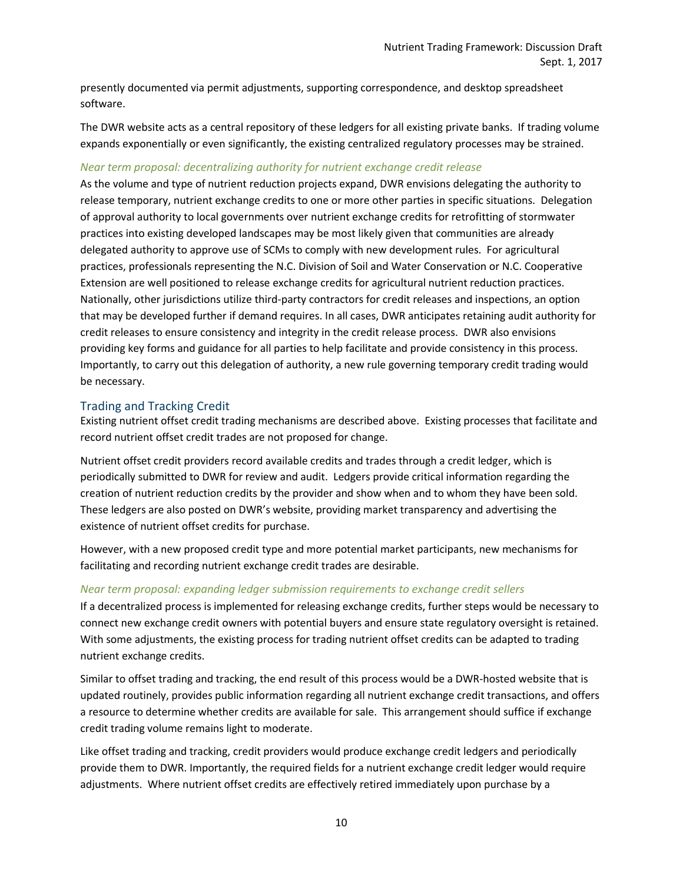presently documented via permit adjustments, supporting correspondence, and desktop spreadsheet software.

The DWR website acts as a central repository of these ledgers for all existing private banks. If trading volume expands exponentially or even significantly, the existing centralized regulatory processes may be strained.

#### *Near term proposal: decentralizing authority for nutrient exchange credit release*

As the volume and type of nutrient reduction projects expand, DWR envisions delegating the authority to release temporary, nutrient exchange credits to one or more other parties in specific situations. Delegation of approval authority to local governments over nutrient exchange credits for retrofitting of stormwater practices into existing developed landscapes may be most likely given that communities are already delegated authority to approve use of SCMs to comply with new development rules. For agricultural practices, professionals representing the N.C. Division of Soil and Water Conservation or N.C. Cooperative Extension are well positioned to release exchange credits for agricultural nutrient reduction practices. Nationally, other jurisdictions utilize third-party contractors for credit releases and inspections, an option that may be developed further if demand requires. In all cases, DWR anticipates retaining audit authority for credit releases to ensure consistency and integrity in the credit release process. DWR also envisions providing key forms and guidance for all parties to help facilitate and provide consistency in this process. Importantly, to carry out this delegation of authority, a new rule governing temporary credit trading would be necessary.

### Trading and Tracking Credit

Existing nutrient offset credit trading mechanisms are described above. Existing processes that facilitate and record nutrient offset credit trades are not proposed for change.

Nutrient offset credit providers record available credits and trades through a credit ledger, which is periodically submitted to DWR for review and audit. Ledgers provide critical information regarding the creation of nutrient reduction credits by the provider and show when and to whom they have been sold. These ledgers are also posted on DWR's website, providing market transparency and advertising the existence of nutrient offset credits for purchase.

However, with a new proposed credit type and more potential market participants, new mechanisms for facilitating and recording nutrient exchange credit trades are desirable.

#### *Near term proposal: expanding ledger submission requirements to exchange credit sellers*

If a decentralized process is implemented for releasing exchange credits, further steps would be necessary to connect new exchange credit owners with potential buyers and ensure state regulatory oversight is retained. With some adjustments, the existing process for trading nutrient offset credits can be adapted to trading nutrient exchange credits.

Similar to offset trading and tracking, the end result of this process would be a DWR-hosted website that is updated routinely, provides public information regarding all nutrient exchange credit transactions, and offers a resource to determine whether credits are available for sale. This arrangement should suffice if exchange credit trading volume remains light to moderate.

Like offset trading and tracking, credit providers would produce exchange credit ledgers and periodically provide them to DWR. Importantly, the required fields for a nutrient exchange credit ledger would require adjustments. Where nutrient offset credits are effectively retired immediately upon purchase by a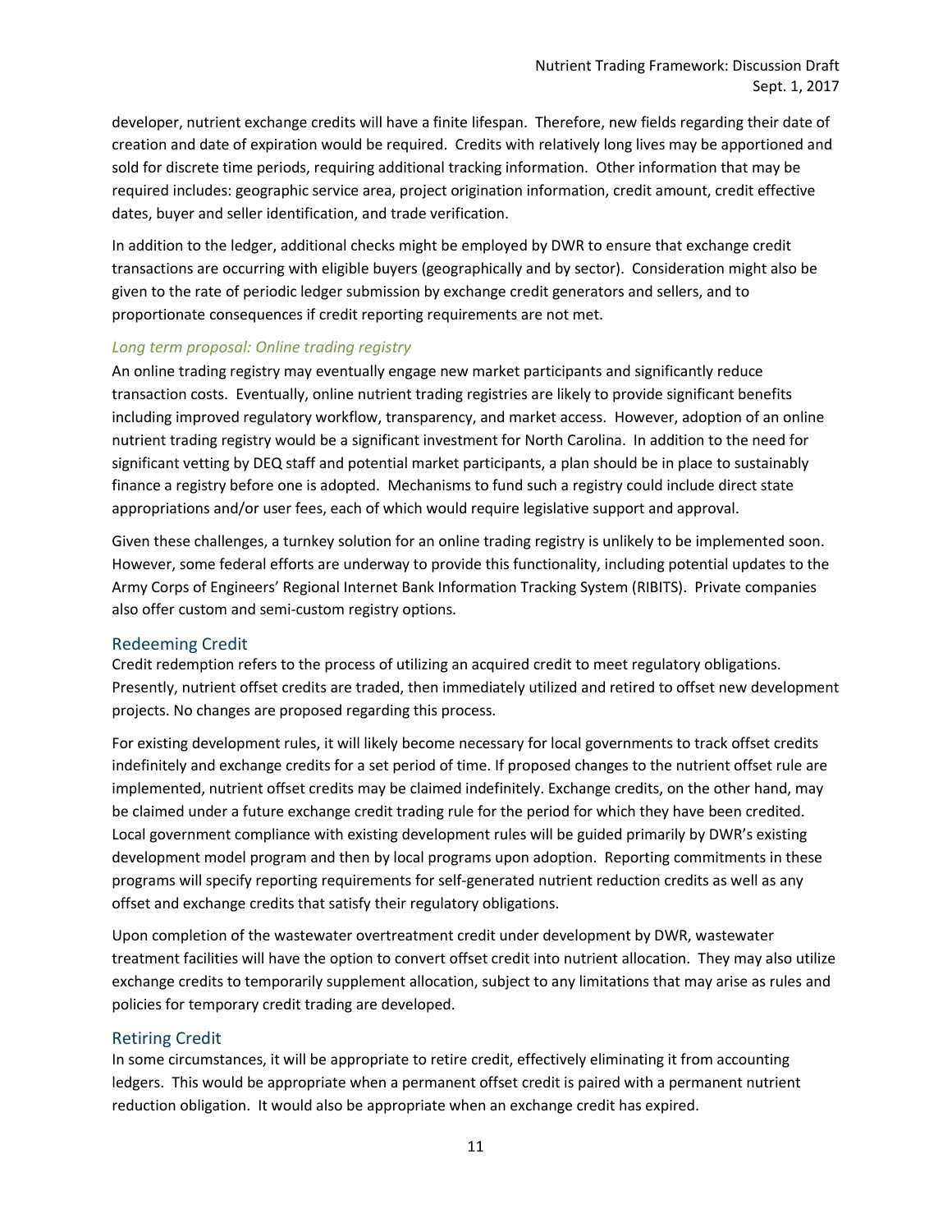developer, nutrient exchange credits will have a finite lifespan. Therefore, new fields regarding their date of creation and date of expiration would be required. Credits with relatively long lives may be apportioned and sold for discrete time periods, requiring additional tracking information. Other information that may be required includes: geographic service area, project origination information, credit amount, credit effective dates, buyer and seller identification, and trade verification.

In addition to the ledger, additional checks might be employed by DWR to ensure that exchange credit transactions are occurring with eligible buyers (geographically and by sector). Consideration might also be given to the rate of periodic ledger submission by exchange credit generators and sellers, and to proportionate consequences if credit reporting requirements are not met.

#### *Long term proposal: Online trading registry*

An online trading registry may eventually engage new market participants and significantly reduce transaction costs. Eventually, online nutrient trading registries are likely to provide significant benefits including improved regulatory workflow, transparency, and market access. However, adoption of an online nutrient trading registry would be a significant investment for North Carolina. In addition to the need for significant vetting by DEQ staff and potential market participants, a plan should be in place to sustainably finance a registry before one is adopted. Mechanisms to fund such a registry could include direct state appropriations and/or user fees, each of which would require legislative support and approval.

Given these challenges, a turnkey solution for an online trading registry is unlikely to be implemented soon. However, some federal efforts are underway to provide this functionality, including potential updates to the Army Corps of Engineers' Regional Internet Bank Information Tracking System (RIBITS). Private companies also offer custom and semi-custom registry options.

### Redeeming Credit

Credit redemption refers to the process of utilizing an acquired credit to meet regulatory obligations. Presently, nutrient offset credits are traded, then immediately utilized and retired to offset new development projects. No changes are proposed regarding this process.

For existing development rules, it will likely become necessary for local governments to track offset credits indefinitely and exchange credits for a set period of time. If proposed changes to the nutrient offset rule are implemented, nutrient offset credits may be claimed indefinitely. Exchange credits, on the other hand, may be claimed under a future exchange credit trading rule for the period for which they have been credited. Local government compliance with existing development rules will be guided primarily by DWR's existing development model program and then by local programs upon adoption. Reporting commitments in these programs will specify reporting requirements for self-generated nutrient reduction credits as well as any offset and exchange credits that satisfy their regulatory obligations.

Upon completion of the wastewater overtreatment credit under development by DWR, wastewater treatment facilities will have the option to convert offset credit into nutrient allocation. They may also utilize exchange credits to temporarily supplement allocation, subject to any limitations that may arise as rules and policies for temporary credit trading are developed.

### Retiring Credit

In some circumstances, it will be appropriate to retire credit, effectively eliminating it from accounting ledgers. This would be appropriate when a permanent offset credit is paired with a permanent nutrient reduction obligation. It would also be appropriate when an exchange credit has expired.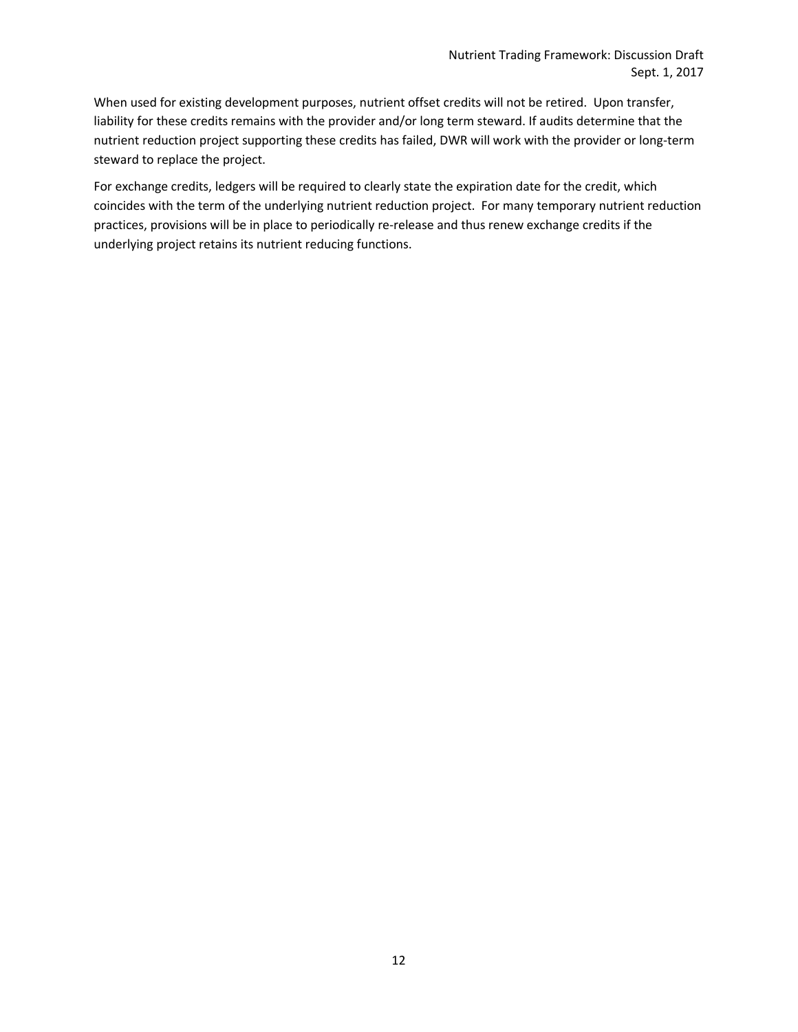When used for existing development purposes, nutrient offset credits will not be retired. Upon transfer, liability for these credits remains with the provider and/or long term steward. If audits determine that the nutrient reduction project supporting these credits has failed, DWR will work with the provider or long-term steward to replace the project.

For exchange credits, ledgers will be required to clearly state the expiration date for the credit, which coincides with the term of the underlying nutrient reduction project. For many temporary nutrient reduction practices, provisions will be in place to periodically re-release and thus renew exchange credits if the underlying project retains its nutrient reducing functions.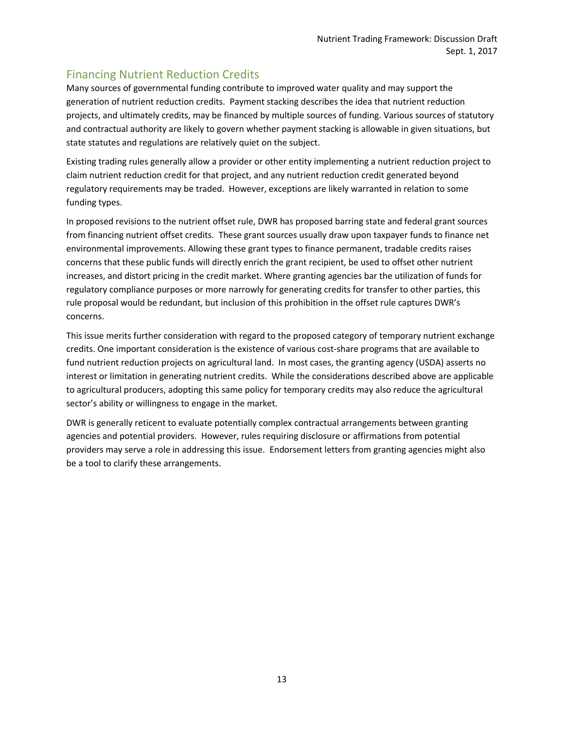## Financing Nutrient Reduction Credits

Many sources of governmental funding contribute to improved water quality and may support the generation of nutrient reduction credits. Payment stacking describes the idea that nutrient reduction projects, and ultimately credits, may be financed by multiple sources of funding. Various sources of statutory and contractual authority are likely to govern whether payment stacking is allowable in given situations, but state statutes and regulations are relatively quiet on the subject.

Existing trading rules generally allow a provider or other entity implementing a nutrient reduction project to claim nutrient reduction credit for that project, and any nutrient reduction credit generated beyond regulatory requirements may be traded. However, exceptions are likely warranted in relation to some funding types.

In proposed revisions to the nutrient offset rule, DWR has proposed barring state and federal grant sources from financing nutrient offset credits. These grant sources usually draw upon taxpayer funds to finance net environmental improvements. Allowing these grant types to finance permanent, tradable credits raises concerns that these public funds will directly enrich the grant recipient, be used to offset other nutrient increases, and distort pricing in the credit market. Where granting agencies bar the utilization of funds for regulatory compliance purposes or more narrowly for generating credits for transfer to other parties, this rule proposal would be redundant, but inclusion of this prohibition in the offset rule captures DWR's concerns.

This issue merits further consideration with regard to the proposed category of temporary nutrient exchange credits. One important consideration is the existence of various cost-share programs that are available to fund nutrient reduction projects on agricultural land. In most cases, the granting agency (USDA) asserts no interest or limitation in generating nutrient credits. While the considerations described above are applicable to agricultural producers, adopting this same policy for temporary credits may also reduce the agricultural sector's ability or willingness to engage in the market.

DWR is generally reticent to evaluate potentially complex contractual arrangements between granting agencies and potential providers. However, rules requiring disclosure or affirmations from potential providers may serve a role in addressing this issue. Endorsement letters from granting agencies might also be a tool to clarify these arrangements.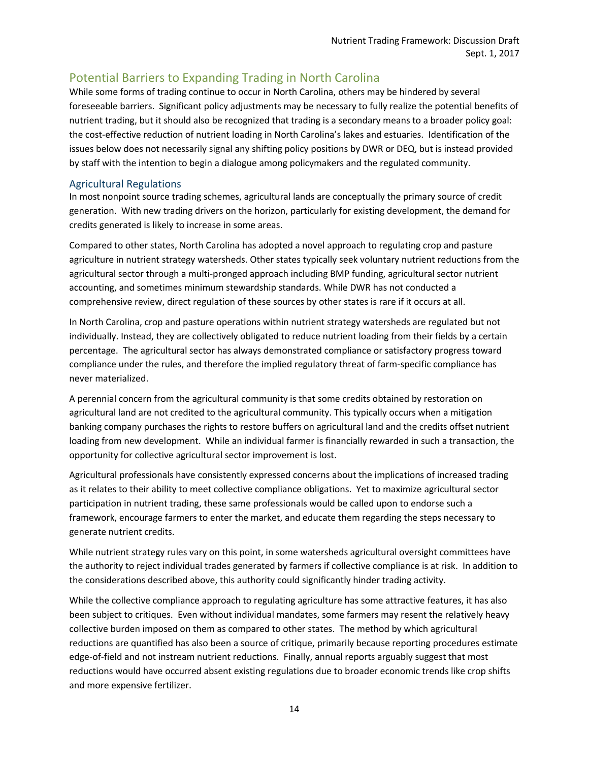## Potential Barriers to Expanding Trading in North Carolina

While some forms of trading continue to occur in North Carolina, others may be hindered by several foreseeable barriers. Significant policy adjustments may be necessary to fully realize the potential benefits of nutrient trading, but it should also be recognized that trading is a secondary means to a broader policy goal: the cost-effective reduction of nutrient loading in North Carolina's lakes and estuaries. Identification of the issues below does not necessarily signal any shifting policy positions by DWR or DEQ, but is instead provided by staff with the intention to begin a dialogue among policymakers and the regulated community.

### Agricultural Regulations

In most nonpoint source trading schemes, agricultural lands are conceptually the primary source of credit generation. With new trading drivers on the horizon, particularly for existing development, the demand for credits generated is likely to increase in some areas.

Compared to other states, North Carolina has adopted a novel approach to regulating crop and pasture agriculture in nutrient strategy watersheds. Other states typically seek voluntary nutrient reductions from the agricultural sector through a multi-pronged approach including BMP funding, agricultural sector nutrient accounting, and sometimes minimum stewardship standards. While DWR has not conducted a comprehensive review, direct regulation of these sources by other states is rare if it occurs at all.

In North Carolina, crop and pasture operations within nutrient strategy watersheds are regulated but not individually. Instead, they are collectively obligated to reduce nutrient loading from their fields by a certain percentage. The agricultural sector has always demonstrated compliance or satisfactory progress toward compliance under the rules, and therefore the implied regulatory threat of farm-specific compliance has never materialized.

A perennial concern from the agricultural community is that some credits obtained by restoration on agricultural land are not credited to the agricultural community. This typically occurs when a mitigation banking company purchases the rights to restore buffers on agricultural land and the credits offset nutrient loading from new development. While an individual farmer is financially rewarded in such a transaction, the opportunity for collective agricultural sector improvement is lost.

Agricultural professionals have consistently expressed concerns about the implications of increased trading as it relates to their ability to meet collective compliance obligations. Yet to maximize agricultural sector participation in nutrient trading, these same professionals would be called upon to endorse such a framework, encourage farmers to enter the market, and educate them regarding the steps necessary to generate nutrient credits.

While nutrient strategy rules vary on this point, in some watersheds agricultural oversight committees have the authority to reject individual trades generated by farmers if collective compliance is at risk. In addition to the considerations described above, this authority could significantly hinder trading activity.

While the collective compliance approach to regulating agriculture has some attractive features, it has also been subject to critiques. Even without individual mandates, some farmers may resent the relatively heavy collective burden imposed on them as compared to other states. The method by which agricultural reductions are quantified has also been a source of critique, primarily because reporting procedures estimate edge-of-field and not instream nutrient reductions. Finally, annual reports arguably suggest that most reductions would have occurred absent existing regulations due to broader economic trends like crop shifts and more expensive fertilizer.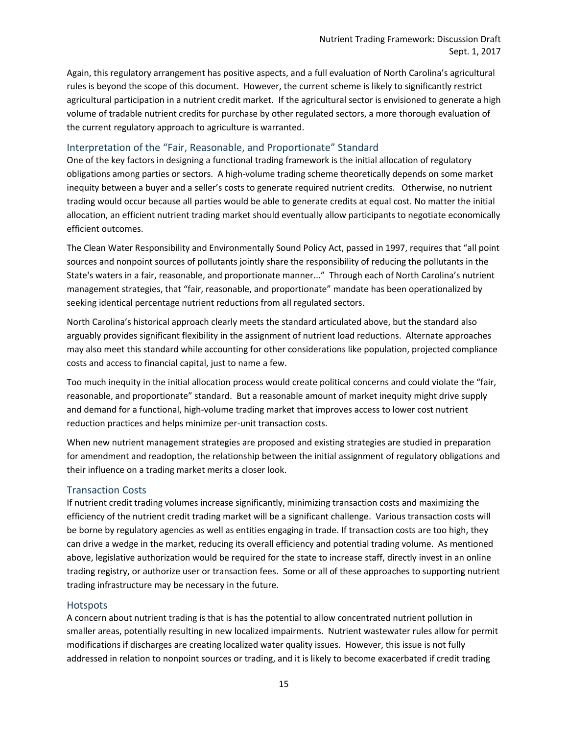Again, this regulatory arrangement has positive aspects, and a full evaluation of North Carolina's agricultural rules is beyond the scope of this document. However, the current scheme is likely to significantly restrict agricultural participation in a nutrient credit market. If the agricultural sector is envisioned to generate a high volume of tradable nutrient credits for purchase by other regulated sectors, a more thorough evaluation of the current regulatory approach to agriculture is warranted.

## Interpretation of the "Fair, Reasonable, and Proportionate" Standard

One of the key factors in designing a functional trading framework is the initial allocation of regulatory obligations among parties or sectors. A high-volume trading scheme theoretically depends on some market inequity between a buyer and a seller's costs to generate required nutrient credits. Otherwise, no nutrient trading would occur because all parties would be able to generate credits at equal cost. No matter the initial allocation, an efficient nutrient trading market should eventually allow participants to negotiate economically efficient outcomes.

The Clean Water Responsibility and Environmentally Sound Policy Act, passed in 1997, requires that "all point sources and nonpoint sources of pollutants jointly share the responsibility of reducing the pollutants in the State's waters in a fair, reasonable, and proportionate manner..." Through each of North Carolina's nutrient management strategies, that "fair, reasonable, and proportionate" mandate has been operationalized by seeking identical percentage nutrient reductions from all regulated sectors.

North Carolina's historical approach clearly meets the standard articulated above, but the standard also arguably provides significant flexibility in the assignment of nutrient load reductions. Alternate approaches may also meet this standard while accounting for other considerations like population, projected compliance costs and access to financial capital, just to name a few.

Too much inequity in the initial allocation process would create political concerns and could violate the "fair, reasonable, and proportionate" standard. But a reasonable amount of market inequity might drive supply and demand for a functional, high-volume trading market that improves access to lower cost nutrient reduction practices and helps minimize per-unit transaction costs.

When new nutrient management strategies are proposed and existing strategies are studied in preparation for amendment and readoption, the relationship between the initial assignment of regulatory obligations and their influence on a trading market merits a closer look.

## Transaction Costs

If nutrient credit trading volumes increase significantly, minimizing transaction costs and maximizing the efficiency of the nutrient credit trading market will be a significant challenge. Various transaction costs will be borne by regulatory agencies as well as entities engaging in trade. If transaction costs are too high, they can drive a wedge in the market, reducing its overall efficiency and potential trading volume. As mentioned above, legislative authorization would be required for the state to increase staff, directly invest in an online trading registry, or authorize user or transaction fees. Some or all of these approaches to supporting nutrient trading infrastructure may be necessary in the future.

## Hotspots

A concern about nutrient trading is that is has the potential to allow concentrated nutrient pollution in smaller areas, potentially resulting in new localized impairments. Nutrient wastewater rules allow for permit modifications if discharges are creating localized water quality issues. However, this issue is not fully addressed in relation to nonpoint sources or trading, and it is likely to become exacerbated if credit trading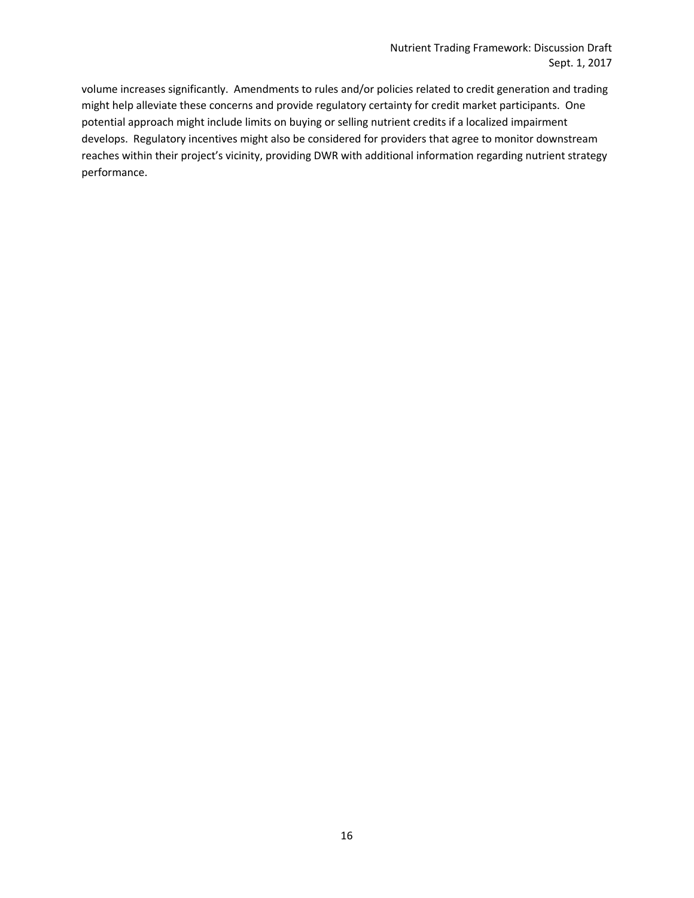volume increases significantly. Amendments to rules and/or policies related to credit generation and trading might help alleviate these concerns and provide regulatory certainty for credit market participants. One potential approach might include limits on buying or selling nutrient credits if a localized impairment develops. Regulatory incentives might also be considered for providers that agree to monitor downstream reaches within their project's vicinity, providing DWR with additional information regarding nutrient strategy performance.